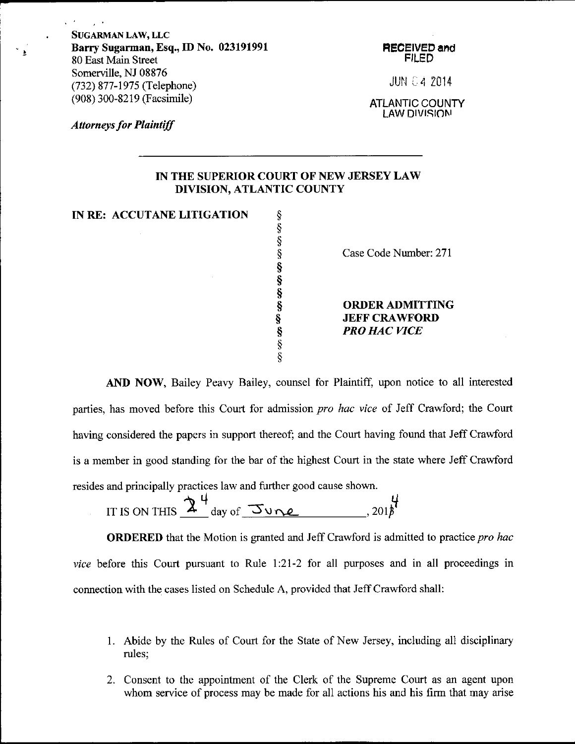SUGARMAN LAW, LLC
**Barry Sugarman, Esq., ID No. 023191991**
80 East Main Street
Somerville, NJ 08876
(732) 877-1975 (Telephone)
(908) 300-8219 (Facsimile)

*Attorneys for Plaintiff*

RECEIVED and FILED

JUN 04 2014

ATLANTIC COUNTY LAW DIVISION

**IN THE SUPERIOR COURT OF NEW JERSEY LAW DIVISION, ATLANTIC COUNTY**

| | | |
|---|---|---|
| **IN RE: ACCUTANE LITIGATION** | § | |
| | § | |
| | § | |
| | § | Case Code Number: 271 |
| | § | |
| | § | |
| | § | |
| | § | **ORDER ADMITTING** |
| | § | **JEFF CRAWFORD** |
| | § | ***PRO HAC VICE*** |
| | § | |
| | § | |

**AND NOW**, Bailey Peavy Bailey, counsel for Plaintiff, upon notice to all interested parties, has moved before this Court for admission *pro hac vice* of Jeff Crawford; the Court having considered the papers in support thereof; and the Court having found that Jeff Crawford is a member in good standing for the bar of the highest Court in the state where Jeff Crawford resides and principally practices law and further good cause shown.

IT IS ON THIS 24 day of June, 2014

**ORDERED** that the Motion is granted and Jeff Crawford is admitted to practice *pro hac vice* before this Court pursuant to Rule 1:21-2 for all purposes and in all proceedings in connection with the cases listed on Schedule A, provided that Jeff Crawford shall:

1. Abide by the Rules of Court for the State of New Jersey, including all disciplinary rules;
2. Consent to the appointment of the Clerk of the Supreme Court as an agent upon whom service of process may be made for all actions his and his firm that may arise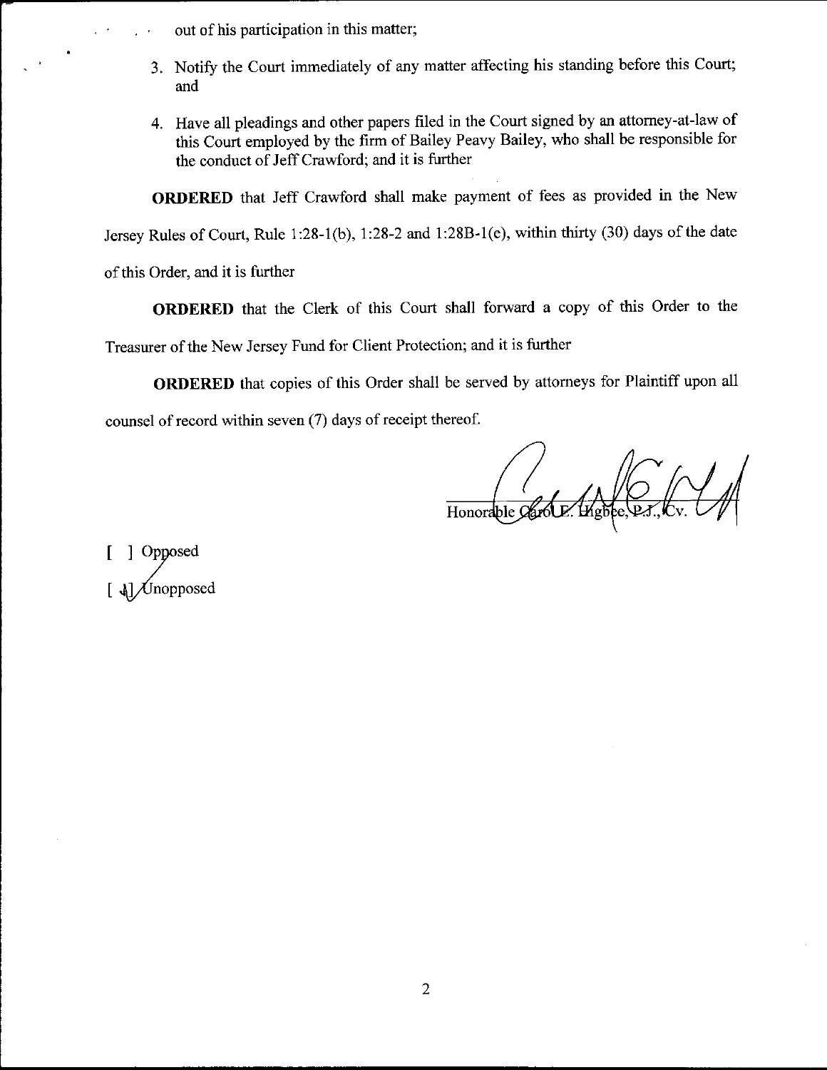out of his participation in this matter;

3. Notify the Court immediately of any matter affecting his standing before this Court; and

4. Have all pleadings and other papers filed in the Court signed by an attorney-at-law of this Court employed by the firm of Bailey Peavy Bailey, who shall be responsible for the conduct of Jeff Crawford; and it is further

**ORDERED** that Jeff Crawford shall make payment of fees as provided in the New Jersey Rules of Court, Rule 1:28-1(b), 1:28-2 and 1:28B-1(e), within thirty (30) days of the date of this Order, and it is further

**ORDERED** that the Clerk of this Court shall forward a copy of this Order to the Treasurer of the New Jersey Fund for Client Protection; and it is further

**ORDERED** that copies of this Order shall be served by attorneys for Plaintiff upon all counsel of record within seven (7) days of receipt thereof.

Honorable Carol E. Higbee, P.J., Cv.

[ ] Opposed

[ √ ] Unopposed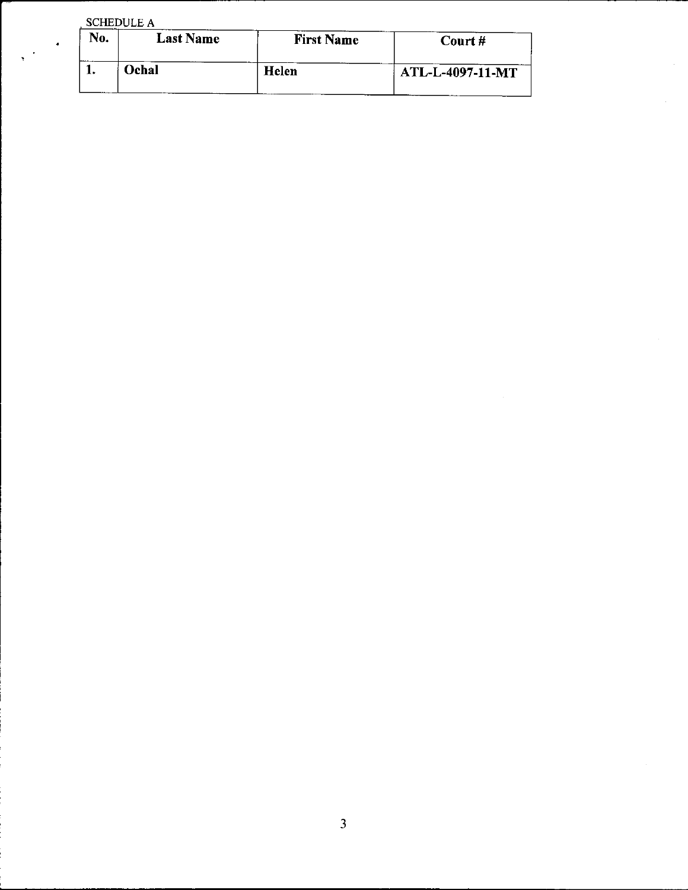SCHEDULE A

| No. | Last Name | First Name | Court # |
|---|---|---|---|
| 1. | Ochal | Helen | ATL-L-4097-11-MT |